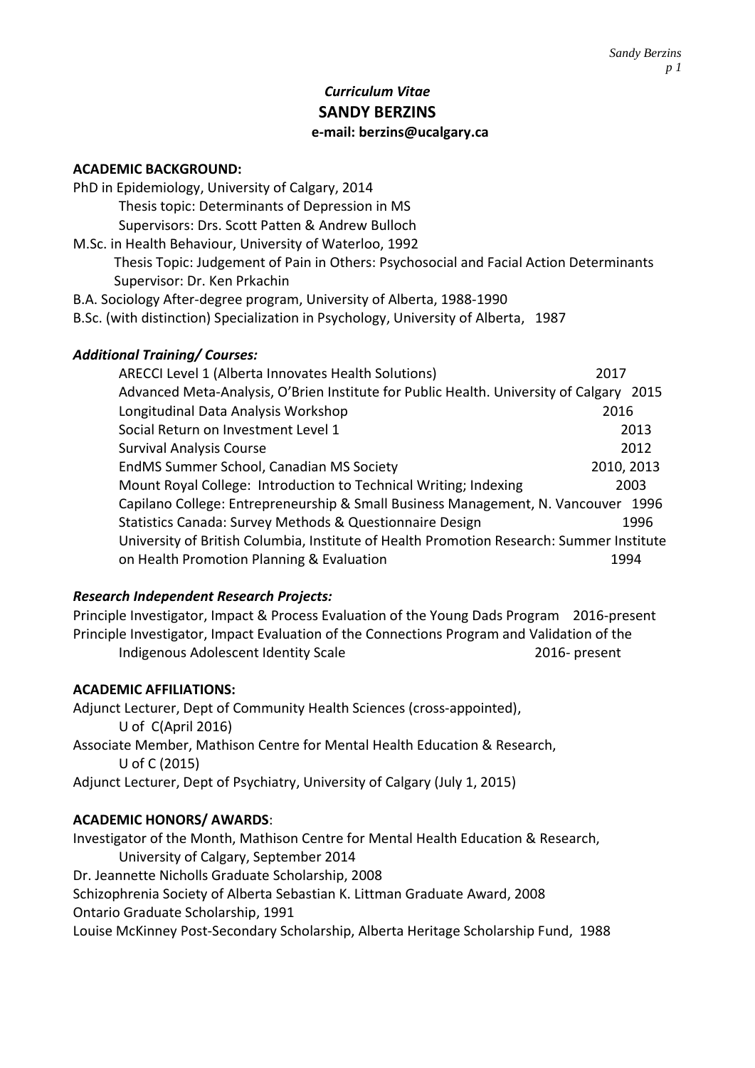*Curriculum Vitae*

**SANDY BERZINS**

**e-mail: berzins@ucalgary.ca**

**ACADEMIC BACKGROUND:**

PhD in Epidemiology, University of Calgary, 2014
  Thesis topic: Determinants of Depression in MS
  Supervisors: Drs. Scott Patten & Andrew Bulloch

M.Sc. in Health Behaviour, University of Waterloo, 1992
  Thesis Topic: Judgement of Pain in Others: Psychosocial and Facial Action Determinants
  Supervisor: Dr. Ken Prkachin

B.A. Sociology After-degree program, University of Alberta, 1988-1990

B.Sc. (with distinction) Specialization in Psychology, University of Alberta, 1987

***Additional Training/ Courses:***

- ARECCI Level 1 (Alberta Innovates Health Solutions) 2017
- Advanced Meta-Analysis, O'Brien Institute for Public Health. University of Calgary 2015
- Longitudinal Data Analysis Workshop 2016
- Social Return on Investment Level 1 2013
- Survival Analysis Course 2012
- EndMS Summer School, Canadian MS Society 2010, 2013
- Mount Royal College: Introduction to Technical Writing; Indexing 2003
- Capilano College: Entrepreneurship & Small Business Management, N. Vancouver 1996
- Statistics Canada: Survey Methods & Questionnaire Design 1996
- University of British Columbia, Institute of Health Promotion Research: Summer Institute on Health Promotion Planning & Evaluation 1994

***Research Independent Research Projects:***

Principle Investigator, Impact & Process Evaluation of the Young Dads Program 2016-present

Principle Investigator, Impact Evaluation of the Connections Program and Validation of the Indigenous Adolescent Identity Scale 2016- present

**ACADEMIC AFFILIATIONS:**

Adjunct Lecturer, Dept of Community Health Sciences (cross-appointed), U of C(April 2016)

Associate Member, Mathison Centre for Mental Health Education & Research, U of C (2015)

Adjunct Lecturer, Dept of Psychiatry, University of Calgary (July 1, 2015)

**ACADEMIC HONORS/ AWARDS**:

Investigator of the Month, Mathison Centre for Mental Health Education & Research, University of Calgary, September 2014

Dr. Jeannette Nicholls Graduate Scholarship, 2008

Schizophrenia Society of Alberta Sebastian K. Littman Graduate Award, 2008

Ontario Graduate Scholarship, 1991

Louise McKinney Post-Secondary Scholarship, Alberta Heritage Scholarship Fund, 1988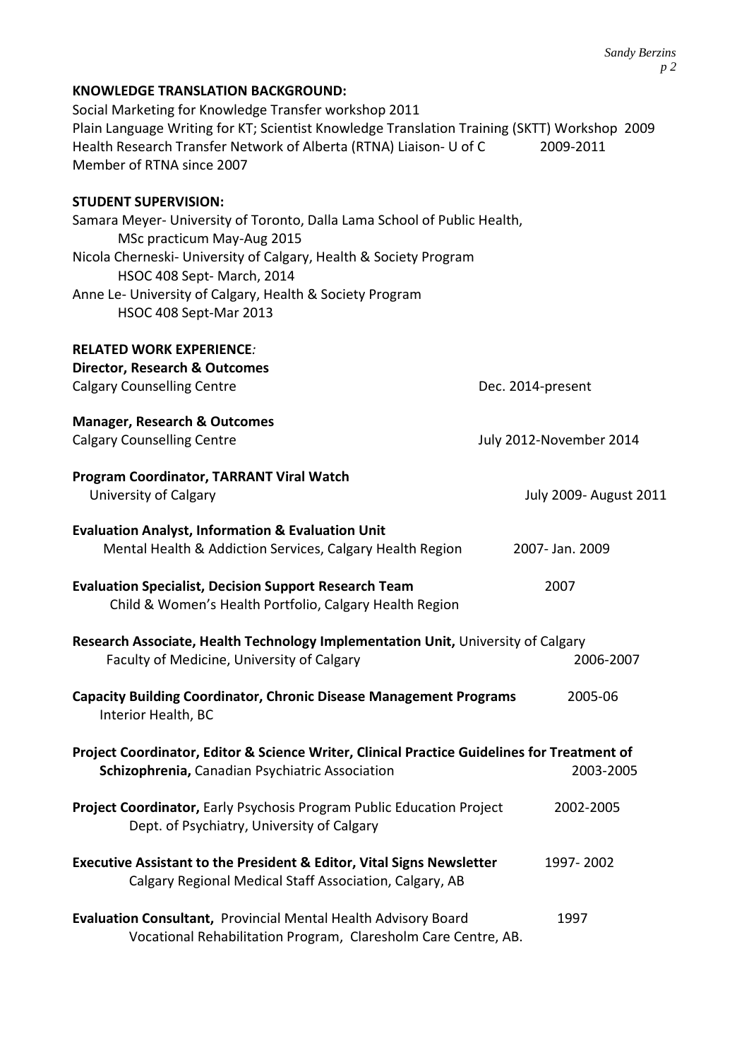## KNOWLEDGE TRANSLATION BACKGROUND:

Social Marketing for Knowledge Transfer workshop 2011
Plain Language Writing for KT; Scientist Knowledge Translation Training (SKTT) Workshop 2009
Health Research Transfer Network of Alberta (RTNA) Liaison- U of C 2009-2011
Member of RTNA since 2007

## STUDENT SUPERVISION:

Samara Meyer- University of Toronto, Dalla Lama School of Public Health,
MSc practicum May-Aug 2015
Nicola Cherneski- University of Calgary, Health & Society Program
HSOC 408 Sept- March, 2014
Anne Le- University of Calgary, Health & Society Program
HSOC 408 Sept-Mar 2013

## RELATED WORK EXPERIENCE*:*

**Director, Research & Outcomes**
Calgary Counselling Centre — Dec. 2014-present

**Manager, Research & Outcomes**
Calgary Counselling Centre — July 2012-November 2014

**Program Coordinator, TARRANT Viral Watch**
University of Calgary — July 2009- August 2011

**Evaluation Analyst, Information & Evaluation Unit**
Mental Health & Addiction Services, Calgary Health Region — 2007- Jan. 2009

**Evaluation Specialist, Decision Support Research Team** — 2007
Child & Women's Health Portfolio, Calgary Health Region

**Research Associate, Health Technology Implementation Unit,** University of Calgary
Faculty of Medicine, University of Calgary — 2006-2007

**Capacity Building Coordinator, Chronic Disease Management Programs** — 2005-06
Interior Health, BC

**Project Coordinator, Editor & Science Writer, Clinical Practice Guidelines for Treatment of Schizophrenia,** Canadian Psychiatric Association — 2003-2005

**Project Coordinator,** Early Psychosis Program Public Education Project — 2002-2005
Dept. of Psychiatry, University of Calgary

**Executive Assistant to the President & Editor, Vital Signs Newsletter** — 1997- 2002
Calgary Regional Medical Staff Association, Calgary, AB

**Evaluation Consultant,** Provincial Mental Health Advisory Board — 1997
Vocational Rehabilitation Program, Claresholm Care Centre, AB.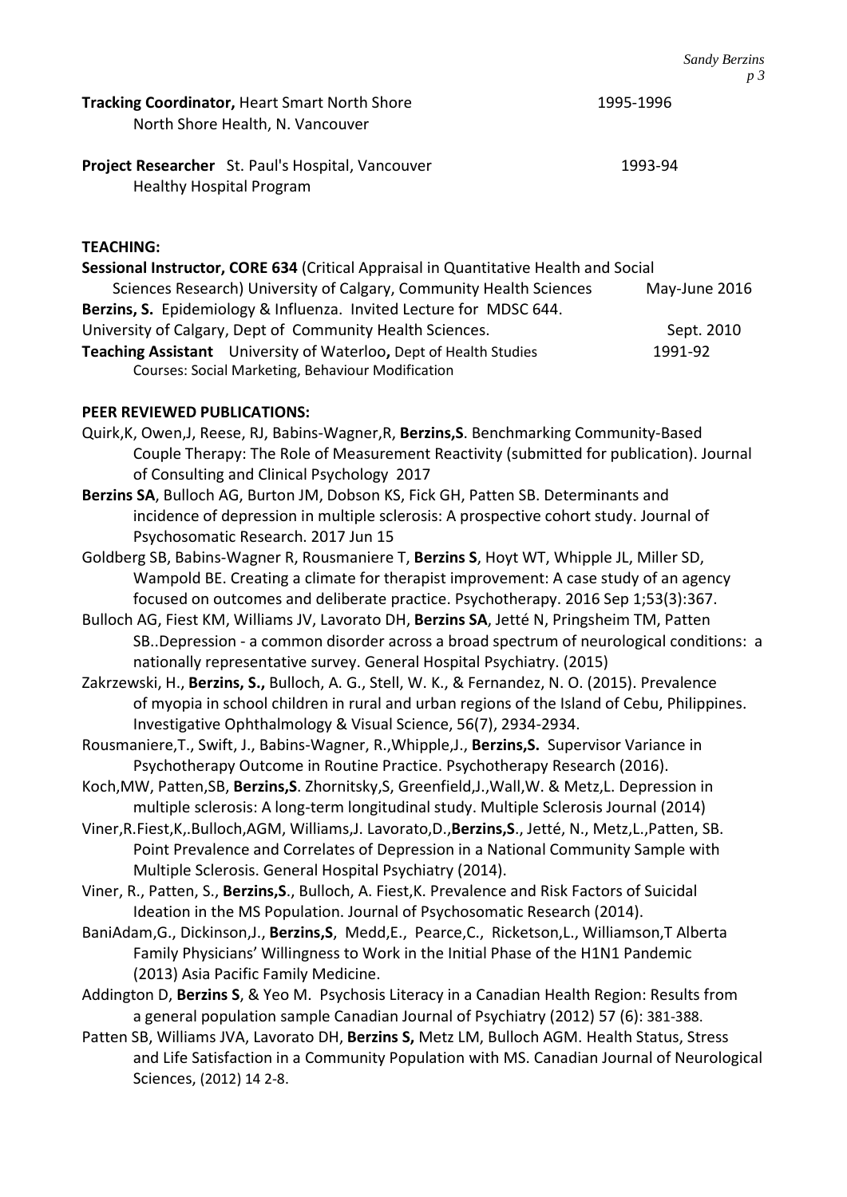**Tracking Coordinator,** Heart Smart North Shore 1995-1996
North Shore Health, N. Vancouver

**Project Researcher** St. Paul's Hospital, Vancouver 1993-94
Healthy Hospital Program

**TEACHING:**

**Sessional Instructor, CORE 634** (Critical Appraisal in Quantitative Health and Social Sciences Research) University of Calgary, Community Health Sciences May-June 2016

**Berzins, S.** Epidemiology & Influenza. Invited Lecture for MDSC 644. University of Calgary, Dept of Community Health Sciences. Sept. 2010

**Teaching Assistant** University of Waterloo**,** Dept of Health Studies 1991-92
Courses: Social Marketing, Behaviour Modification

**PEER REVIEWED PUBLICATIONS:**

Quirk,K, Owen,J, Reese, RJ, Babins-Wagner,R, **Berzins,S**. Benchmarking Community-Based Couple Therapy: The Role of Measurement Reactivity (submitted for publication). Journal of Consulting and Clinical Psychology 2017

**Berzins SA**, Bulloch AG, Burton JM, Dobson KS, Fick GH, Patten SB. Determinants and incidence of depression in multiple sclerosis: A prospective cohort study. Journal of Psychosomatic Research. 2017 Jun 15

Goldberg SB, Babins-Wagner R, Rousmaniere T, **Berzins S**, Hoyt WT, Whipple JL, Miller SD, Wampold BE. Creating a climate for therapist improvement: A case study of an agency focused on outcomes and deliberate practice. Psychotherapy. 2016 Sep 1;53(3):367.

Bulloch AG, Fiest KM, Williams JV, Lavorato DH, **Berzins SA**, Jetté N, Pringsheim TM, Patten SB..Depression - a common disorder across a broad spectrum of neurological conditions: a nationally representative survey. General Hospital Psychiatry. (2015)

Zakrzewski, H., **Berzins, S.,** Bulloch, A. G., Stell, W. K., & Fernandez, N. O. (2015). Prevalence of myopia in school children in rural and urban regions of the Island of Cebu, Philippines. Investigative Ophthalmology & Visual Science, 56(7), 2934-2934.

Rousmaniere,T., Swift, J., Babins-Wagner, R.,Whipple,J., **Berzins,S.** Supervisor Variance in Psychotherapy Outcome in Routine Practice. Psychotherapy Research (2016).

Koch,MW, Patten,SB, **Berzins,S**. Zhornitsky,S, Greenfield,J.,Wall,W. & Metz,L. Depression in multiple sclerosis: A long-term longitudinal study. Multiple Sclerosis Journal (2014)

Viner,R.Fiest,K,.Bulloch,AGM, Williams,J. Lavorato,D.,**Berzins,S**., Jetté, N., Metz,L.,Patten, SB. Point Prevalence and Correlates of Depression in a National Community Sample with Multiple Sclerosis. General Hospital Psychiatry (2014).

Viner, R., Patten, S., **Berzins,S**., Bulloch, A. Fiest,K. Prevalence and Risk Factors of Suicidal Ideation in the MS Population. Journal of Psychosomatic Research (2014).

BaniAdam,G., Dickinson,J., **Berzins,S**, Medd,E., Pearce,C., Ricketson,L., Williamson,T Alberta Family Physicians' Willingness to Work in the Initial Phase of the H1N1 Pandemic (2013) Asia Pacific Family Medicine.

Addington D, **Berzins S**, & Yeo M. Psychosis Literacy in a Canadian Health Region: Results from a general population sample Canadian Journal of Psychiatry (2012) 57 (6): 381-388.

Patten SB, Williams JVA, Lavorato DH, **Berzins S,** Metz LM, Bulloch AGM. Health Status, Stress and Life Satisfaction in a Community Population with MS. Canadian Journal of Neurological Sciences, (2012) 14 2-8.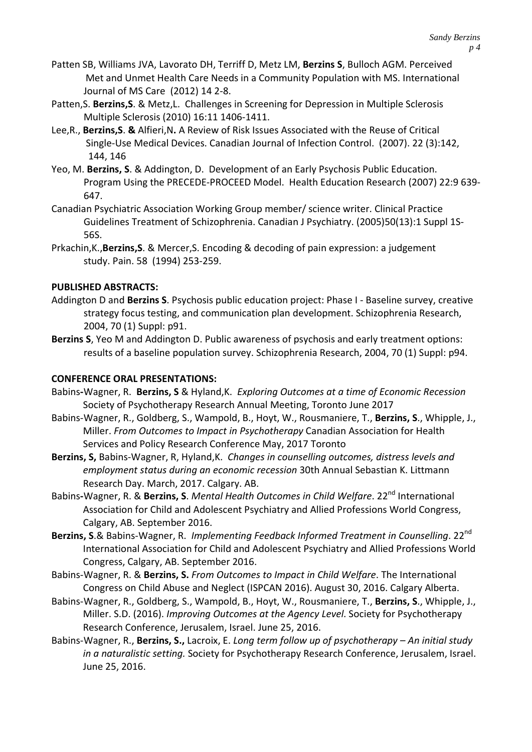Patten SB, Williams JVA, Lavorato DH, Terriff D, Metz LM, **Berzins S**, Bulloch AGM. Perceived Met and Unmet Health Care Needs in a Community Population with MS. International Journal of MS Care (2012) 14 2-8.

Patten,S. **Berzins,S**. & Metz,L. Challenges in Screening for Depression in Multiple Sclerosis Multiple Sclerosis (2010) 16:11 1406-1411.

Lee,R., **Berzins,S**. **&** Alfieri,N**.** A Review of Risk Issues Associated with the Reuse of Critical Single-Use Medical Devices. Canadian Journal of Infection Control. (2007). 22 (3):142, 144, 146

Yeo, M. **Berzins, S**. & Addington, D. Development of an Early Psychosis Public Education. Program Using the PRECEDE-PROCEED Model. Health Education Research (2007) 22:9 639-647.

Canadian Psychiatric Association Working Group member/ science writer. Clinical Practice Guidelines Treatment of Schizophrenia. Canadian J Psychiatry. (2005)50(13):1 Suppl 1S-56S.

Prkachin,K.,**Berzins,S**. & Mercer,S. Encoding & decoding of pain expression: a judgement study. Pain. 58 (1994) 253-259.

**PUBLISHED ABSTRACTS:**

Addington D and **Berzins S**. Psychosis public education project: Phase I - Baseline survey, creative strategy focus testing, and communication plan development. Schizophrenia Research, 2004, 70 (1) Suppl: p91.

**Berzins S**, Yeo M and Addington D. Public awareness of psychosis and early treatment options: results of a baseline population survey. Schizophrenia Research, 2004, 70 (1) Suppl: p94.

**CONFERENCE ORAL PRESENTATIONS:**

Babins-Wagner, R. **Berzins, S** & Hyland,K. *Exploring Outcomes at a time of Economic Recession* Society of Psychotherapy Research Annual Meeting, Toronto June 2017

Babins-Wagner, R., Goldberg, S., Wampold, B., Hoyt, W., Rousmaniere, T., **Berzins, S**., Whipple, J., Miller. *From Outcomes to Impact in Psychotherapy* Canadian Association for Health Services and Policy Research Conference May, 2017 Toronto

**Berzins, S,** Babins-Wagner, R, Hyland,K. *Changes in counselling outcomes, distress levels and employment status during an economic recession* 30th Annual Sebastian K. Littmann Research Day. March, 2017. Calgary. AB.

Babins-Wagner, R. & **Berzins, S**. *Mental Health Outcomes in Child Welfare*. 22nd International Association for Child and Adolescent Psychiatry and Allied Professions World Congress, Calgary, AB. September 2016.

**Berzins, S**.& Babins-Wagner, R. *Implementing Feedback Informed Treatment in Counselling*. 22nd International Association for Child and Adolescent Psychiatry and Allied Professions World Congress, Calgary, AB. September 2016.

Babins-Wagner, R. & **Berzins, S.** *From Outcomes to Impact in Child Welfare*. The International Congress on Child Abuse and Neglect (ISPCAN 2016). August 30, 2016. Calgary Alberta.

Babins-Wagner, R., Goldberg, S., Wampold, B., Hoyt, W., Rousmaniere, T., **Berzins, S**., Whipple, J., Miller. S.D. (2016). *Improving Outcomes at the Agency Level*. Society for Psychotherapy Research Conference, Jerusalem, Israel. June 25, 2016.

Babins-Wagner, R., **Berzins, S.,** Lacroix, E. *Long term follow up of psychotherapy – An initial study in a naturalistic setting.* Society for Psychotherapy Research Conference, Jerusalem, Israel. June 25, 2016.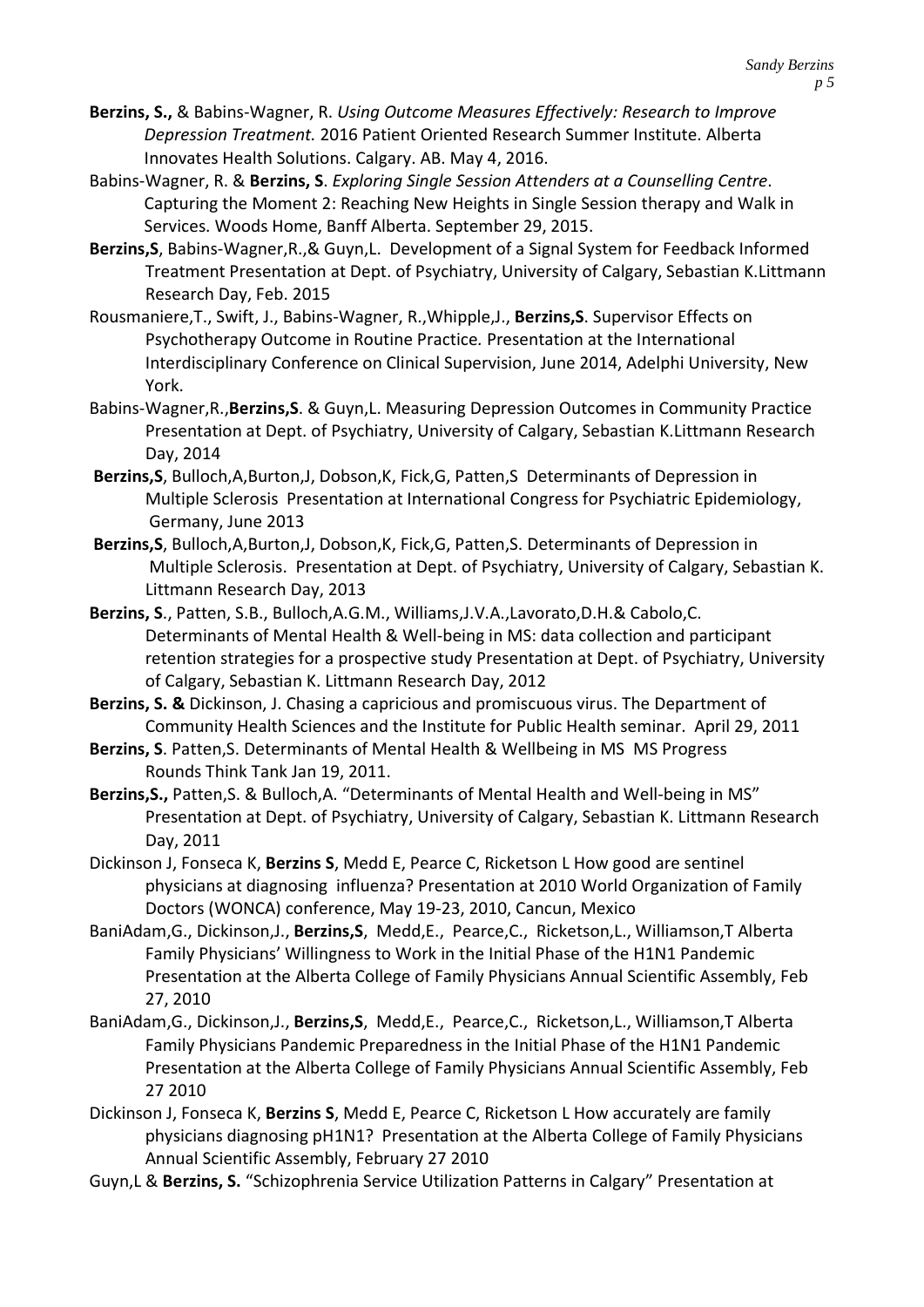**Berzins, S.,** & Babins-Wagner, R. *Using Outcome Measures Effectively: Research to Improve Depression Treatment.* 2016 Patient Oriented Research Summer Institute. Alberta Innovates Health Solutions. Calgary. AB. May 4, 2016.

Babins-Wagner, R. & **Berzins, S**. *Exploring Single Session Attenders at a Counselling Centre*. Capturing the Moment 2: Reaching New Heights in Single Session therapy and Walk in Services. Woods Home, Banff Alberta. September 29, 2015.

**Berzins,S**, Babins-Wagner,R.,& Guyn,L. Development of a Signal System for Feedback Informed Treatment Presentation at Dept. of Psychiatry, University of Calgary, Sebastian K.Littmann Research Day, Feb. 2015

Rousmaniere,T., Swift, J., Babins-Wagner, R.,Whipple,J., **Berzins,S**. Supervisor Effects on Psychotherapy Outcome in Routine Practice*.* Presentation at the International Interdisciplinary Conference on Clinical Supervision, June 2014, Adelphi University, New York.

Babins-Wagner,R.,**Berzins,S**. & Guyn,L. Measuring Depression Outcomes in Community Practice Presentation at Dept. of Psychiatry, University of Calgary, Sebastian K.Littmann Research Day, 2014

**Berzins,S**, Bulloch,A,Burton,J, Dobson,K, Fick,G, Patten,S Determinants of Depression in Multiple Sclerosis Presentation at International Congress for Psychiatric Epidemiology, Germany, June 2013

**Berzins,S**, Bulloch,A,Burton,J, Dobson,K, Fick,G, Patten,S. Determinants of Depression in Multiple Sclerosis. Presentation at Dept. of Psychiatry, University of Calgary, Sebastian K. Littmann Research Day, 2013

**Berzins, S**., Patten, S.B., Bulloch,A.G.M., Williams,J.V.A.,Lavorato,D.H.& Cabolo,C. Determinants of Mental Health & Well-being in MS: data collection and participant retention strategies for a prospective study Presentation at Dept. of Psychiatry, University of Calgary, Sebastian K. Littmann Research Day, 2012

**Berzins, S. &** Dickinson, J. Chasing a capricious and promiscuous virus. The Department of Community Health Sciences and the Institute for Public Health seminar. April 29, 2011

**Berzins, S**. Patten,S. Determinants of Mental Health & Wellbeing in MS MS Progress Rounds Think Tank Jan 19, 2011.

**Berzins,S.,** Patten,S. & Bulloch,A. "Determinants of Mental Health and Well-being in MS" Presentation at Dept. of Psychiatry, University of Calgary, Sebastian K. Littmann Research Day, 2011

Dickinson J, Fonseca K, **Berzins S**, Medd E, Pearce C, Ricketson L How good are sentinel physicians at diagnosing influenza? Presentation at 2010 World Organization of Family Doctors (WONCA) conference, May 19-23, 2010, Cancun, Mexico

BaniAdam,G., Dickinson,J., **Berzins,S**, Medd,E., Pearce,C., Ricketson,L., Williamson,T Alberta Family Physicians' Willingness to Work in the Initial Phase of the H1N1 Pandemic Presentation at the Alberta College of Family Physicians Annual Scientific Assembly, Feb 27, 2010

BaniAdam,G., Dickinson,J., **Berzins,S**, Medd,E., Pearce,C., Ricketson,L., Williamson,T Alberta Family Physicians Pandemic Preparedness in the Initial Phase of the H1N1 Pandemic Presentation at the Alberta College of Family Physicians Annual Scientific Assembly, Feb 27 2010

Dickinson J, Fonseca K, **Berzins S**, Medd E, Pearce C, Ricketson L How accurately are family physicians diagnosing pH1N1? Presentation at the Alberta College of Family Physicians Annual Scientific Assembly, February 27 2010

Guyn,L & **Berzins, S.** "Schizophrenia Service Utilization Patterns in Calgary" Presentation at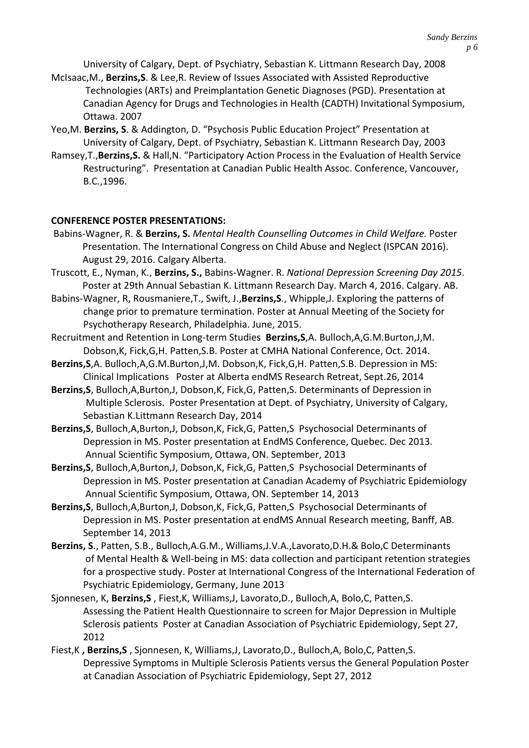University of Calgary, Dept. of Psychiatry, Sebastian K. Littmann Research Day, 2008

McIsaac,M., **Berzins,S**. & Lee,R. Review of Issues Associated with Assisted Reproductive Technologies (ARTs) and Preimplantation Genetic Diagnoses (PGD). Presentation at Canadian Agency for Drugs and Technologies in Health (CADTH) Invitational Symposium, Ottawa. 2007

Yeo,M. **Berzins, S**. & Addington, D. "Psychosis Public Education Project" Presentation at University of Calgary, Dept. of Psychiatry, Sebastian K. Littmann Research Day, 2003

Ramsey,T.,**Berzins,S.** & Hall,N. "Participatory Action Process in the Evaluation of Health Service Restructuring". Presentation at Canadian Public Health Assoc. Conference, Vancouver, B.C.,1996.

**CONFERENCE POSTER PRESENTATIONS:**

Babins-Wagner, R. & **Berzins, S.** *Mental Health Counselling Outcomes in Child Welfare.* Poster Presentation. The International Congress on Child Abuse and Neglect (ISPCAN 2016). August 29, 2016. Calgary Alberta.

Truscott, E., Nyman, K., **Berzins, S.,** Babins-Wagner. R. *National Depression Screening Day 2015*. Poster at 29th Annual Sebastian K. Littmann Research Day. March 4, 2016. Calgary. AB.

Babins-Wagner, R, Rousmaniere,T., Swift, J.,**Berzins,S**., Whipple,J. Exploring the patterns of change prior to premature termination. Poster at Annual Meeting of the Society for Psychotherapy Research, Philadelphia. June, 2015.

Recruitment and Retention in Long-term Studies **Berzins,S**,A. Bulloch,A,G.M.Burton,J,M. Dobson,K, Fick,G,H. Patten,S.B. Poster at CMHA National Conference, Oct. 2014.

**Berzins,S**,A. Bulloch,A,G.M.Burton,J,M. Dobson,K, Fick,G,H. Patten,S.B. Depression in MS: Clinical Implications Poster at Alberta endMS Research Retreat, Sept.26, 2014

**Berzins,S**, Bulloch,A,Burton,J, Dobson,K, Fick,G, Patten,S. Determinants of Depression in Multiple Sclerosis. Poster Presentation at Dept. of Psychiatry, University of Calgary, Sebastian K.Littmann Research Day, 2014

**Berzins,S**, Bulloch,A,Burton,J, Dobson,K, Fick,G, Patten,S Psychosocial Determinants of Depression in MS. Poster presentation at EndMS Conference, Quebec. Dec 2013. Annual Scientific Symposium, Ottawa, ON. September, 2013

**Berzins,S**, Bulloch,A,Burton,J, Dobson,K, Fick,G, Patten,S Psychosocial Determinants of Depression in MS. Poster presentation at Canadian Academy of Psychiatric Epidemiology Annual Scientific Symposium, Ottawa, ON. September 14, 2013

**Berzins,S**, Bulloch,A,Burton,J, Dobson,K, Fick,G, Patten,S Psychosocial Determinants of Depression in MS. Poster presentation at endMS Annual Research meeting, Banff, AB. September 14, 2013

**Berzins, S**., Patten, S.B., Bulloch,A.G.M., Williams,J.V.A.,Lavorato,D.H.& Bolo,C Determinants of Mental Health & Well-being in MS: data collection and participant retention strategies for a prospective study. Poster at International Congress of the International Federation of Psychiatric Epidemiology, Germany, June 2013

Sjonnesen, K, **Berzins,S** , Fiest,K, Williams,J, Lavorato,D., Bulloch,A, Bolo,C, Patten,S. Assessing the Patient Health Questionnaire to screen for Major Depression in Multiple Sclerosis patients Poster at Canadian Association of Psychiatric Epidemiology, Sept 27, 2012

Fiest,K **, Berzins,S** , Sjonnesen, K, Williams,J, Lavorato,D., Bulloch,A, Bolo,C, Patten,S. Depressive Symptoms in Multiple Sclerosis Patients versus the General Population Poster at Canadian Association of Psychiatric Epidemiology, Sept 27, 2012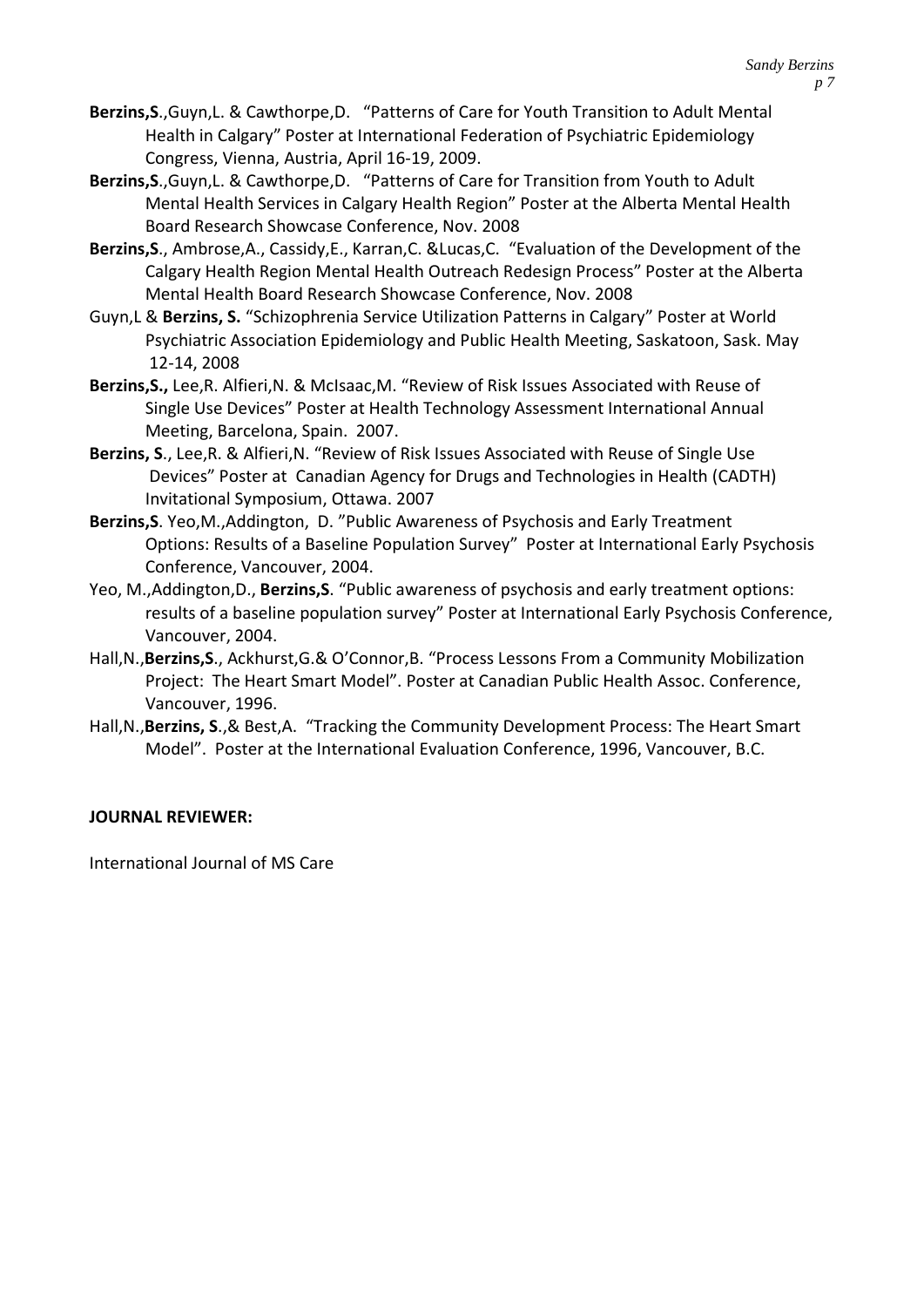**Berzins,S**.,Guyn,L. & Cawthorpe,D. "Patterns of Care for Youth Transition to Adult Mental Health in Calgary" Poster at International Federation of Psychiatric Epidemiology Congress, Vienna, Austria, April 16-19, 2009.

**Berzins,S**.,Guyn,L. & Cawthorpe,D. "Patterns of Care for Transition from Youth to Adult Mental Health Services in Calgary Health Region" Poster at the Alberta Mental Health Board Research Showcase Conference, Nov. 2008

**Berzins,S**., Ambrose,A., Cassidy,E., Karran,C. &Lucas,C. "Evaluation of the Development of the Calgary Health Region Mental Health Outreach Redesign Process" Poster at the Alberta Mental Health Board Research Showcase Conference, Nov. 2008

Guyn,L & **Berzins, S.** "Schizophrenia Service Utilization Patterns in Calgary" Poster at World Psychiatric Association Epidemiology and Public Health Meeting, Saskatoon, Sask. May 12-14, 2008

**Berzins,S.,** Lee,R. Alfieri,N. & McIsaac,M. "Review of Risk Issues Associated with Reuse of Single Use Devices" Poster at Health Technology Assessment International Annual Meeting, Barcelona, Spain. 2007.

**Berzins, S**., Lee,R. & Alfieri,N. "Review of Risk Issues Associated with Reuse of Single Use Devices" Poster at Canadian Agency for Drugs and Technologies in Health (CADTH) Invitational Symposium, Ottawa. 2007

**Berzins,S**. Yeo,M.,Addington, D. "Public Awareness of Psychosis and Early Treatment Options: Results of a Baseline Population Survey" Poster at International Early Psychosis Conference, Vancouver, 2004.

Yeo, M.,Addington,D., **Berzins,S**. "Public awareness of psychosis and early treatment options: results of a baseline population survey" Poster at International Early Psychosis Conference, Vancouver, 2004.

Hall,N.,**Berzins,S**., Ackhurst,G.& O'Connor,B. "Process Lessons From a Community Mobilization Project: The Heart Smart Model". Poster at Canadian Public Health Assoc. Conference, Vancouver, 1996.

Hall,N.,**Berzins, S**.,& Best,A. "Tracking the Community Development Process: The Heart Smart Model". Poster at the International Evaluation Conference, 1996, Vancouver, B.C.

**JOURNAL REVIEWER:**

International Journal of MS Care